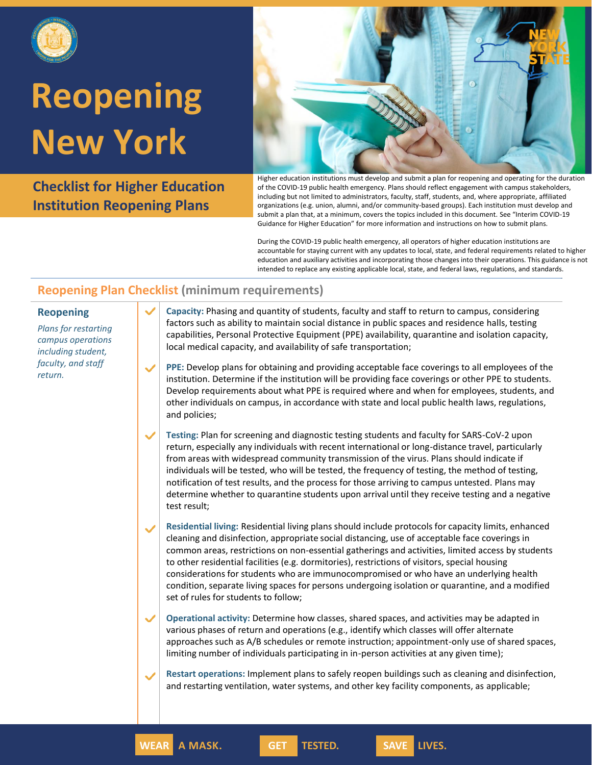# Reopening New York

## Checklist for Higher Education Institution Reopening Plans

Higher education institutions must develop and submit a plan for reopening and operating for the duration of the COVID-19 public health emergency. Plans should reflect engagement with campus stakeholders, including but not limited to administrators, faculty, staff, students, and, where appropriate, affiliated organizations (e.g. union, alumni, and/or community-based groups). Each institution must develop and submit a plan that, at a minimum, covers the topics included in this document. See "Interim COVID-19 Guidance for Higher Education" for more information and instructions on how to submit plans.

During the COVID-19 public health emergency, all operators of higher education institutions are accountable for staying current with any updates to local, state, and federal requirements related to higher education and auxiliary activities and incorporating those changes into their operations. This guidance is not intended to replace any existing applicable local, state, and federal laws, regulations, and standards.

## Reopening Plan Checklist (minimum requirements)

### Reopening

*Plans for restarting campus operations including student, faculty, and staff return.*

- **Capacity:** Phasing and quantity of students, faculty and staff to return to campus, considering factors such as ability to maintain social distance in public spaces and residence halls, testing capabilities, Personal Protective Equipment (PPE) availability, quarantine and isolation capacity, local medical capacity, and availability of safe transportation;
- **PPE:** Develop plans for obtaining and providing acceptable face coverings to all employees of the institution. Determine if the institution will be providing face coverings or other PPE to students. Develop requirements about what PPE is required where and when for employees, students, and other individuals on campus, in accordance with state and local public health laws, regulations, and policies;
- **Testing:** Plan for screening and diagnostic testing students and faculty for SARS-CoV-2 upon return, especially any individuals with recent international or long-distance travel, particularly from areas with widespread community transmission of the virus. Plans should indicate if individuals will be tested, who will be tested, the frequency of testing, the method of testing, notification of test results, and the process for those arriving to campus untested. Plans may determine whether to quarantine students upon arrival until they receive testing and a negative test result;
- **Residential living:** Residential living plans should include protocols for capacity limits, enhanced cleaning and disinfection, appropriate social distancing, use of acceptable face coverings in common areas, restrictions on non-essential gatherings and activities, limited access by students to other residential facilities (e.g. dormitories), restrictions of visitors, special housing considerations for students who are immunocompromised or who have an underlying health condition, separate living spaces for persons undergoing isolation or quarantine, and a modified set of rules for students to follow;
- **Operational activity:** Determine how classes, shared spaces, and activities may be adapted in various phases of return and operations (e.g., identify which classes will offer alternate approaches such as A/B schedules or remote instruction; appointment-only use of shared spaces, limiting number of individuals participating in in-person activities at any given time);
- **Restart operations:** Implement plans to safely reopen buildings such as cleaning and disinfection, and restarting ventilation, water systems, and other key facility components, as applicable;

WEAR A MASK. GET TESTED. SAVE LIVES.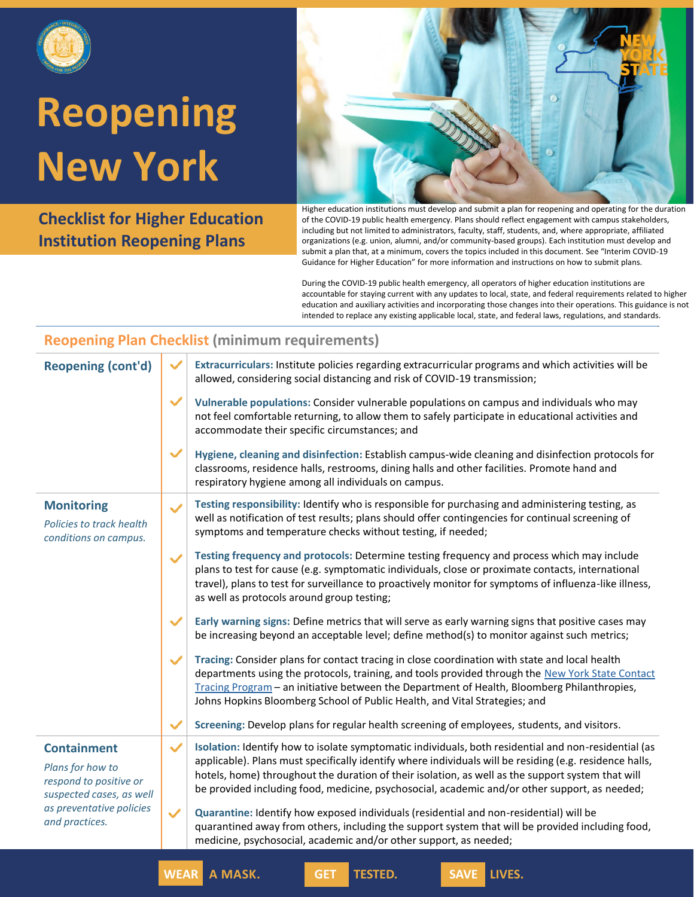# Reopening New York

## Checklist for Higher Education Institution Reopening Plans

Higher education institutions must develop and submit a plan for reopening and operating for the duration of the COVID-19 public health emergency. Plans should reflect engagement with campus stakeholders, including but not limited to administrators, faculty, staff, students, and, where appropriate, affiliated organizations (e.g. union, alumni, and/or community-based groups). Each institution must develop and submit a plan that, at a minimum, covers the topics included in this document. See "Interim COVID-19 Guidance for Higher Education" for more information and instructions on how to submit plans.

During the COVID-19 public health emergency, all operators of higher education institutions are accountable for staying current with any updates to local, state, and federal requirements related to higher education and auxiliary activities and incorporating those changes into their operations. This guidance is not intended to replace any existing applicable local, state, and federal laws, regulations, and standards.

## Reopening Plan Checklist (minimum requirements)

| Category | | Requirement |
|---|---|---|
| **Reopening (cont'd)** | ✓ | **Extracurriculars:** Institute policies regarding extracurricular programs and which activities will be allowed, considering social distancing and risk of COVID-19 transmission; |
| | ✓ | **Vulnerable populations:** Consider vulnerable populations on campus and individuals who may not feel comfortable returning, to allow them to safely participate in educational activities and accommodate their specific circumstances; and |
| | ✓ | **Hygiene, cleaning and disinfection:** Establish campus-wide cleaning and disinfection protocols for classrooms, residence halls, restrooms, dining halls and other facilities. Promote hand and respiratory hygiene among all individuals on campus. |
| **Monitoring** *Policies to track health conditions on campus.* | ✓ | **Testing responsibility:** Identify who is responsible for purchasing and administering testing, as well as notification of test results; plans should offer contingencies for continual screening of symptoms and temperature checks without testing, if needed; |
| | ✓ | **Testing frequency and protocols:** Determine testing frequency and process which may include plans to test for cause (e.g. symptomatic individuals, close or proximate contacts, international travel), plans to test for surveillance to proactively monitor for symptoms of influenza-like illness, as well as protocols around group testing; |
| | ✓ | **Early warning signs:** Define metrics that will serve as early warning signs that positive cases may be increasing beyond an acceptable level; define method(s) to monitor against such metrics; |
| | ✓ | **Tracing:** Consider plans for contact tracing in close coordination with state and local health departments using the protocols, training, and tools provided through the New York State Contact Tracing Program – an initiative between the Department of Health, Bloomberg Philanthropies, Johns Hopkins Bloomberg School of Public Health, and Vital Strategies; and |
| | ✓ | **Screening:** Develop plans for regular health screening of employees, students, and visitors. |
| **Containment** *Plans for how to respond to positive or suspected cases, as well as preventative policies and practices.* | ✓ | **Isolation:** Identify how to isolate symptomatic individuals, both residential and non-residential (as applicable). Plans must specifically identify where individuals will be residing (e.g. residence halls, hotels, home) throughout the duration of their isolation, as well as the support system that will be provided including food, medicine, psychosocial, academic and/or other support, as needed; |
| | ✓ | **Quarantine:** Identify how exposed individuals (residential and non-residential) will be quarantined away from others, including the support system that will be provided including food, medicine, psychosocial, academic and/or other support, as needed; |

WEAR A MASK. GET TESTED. SAVE LIVES.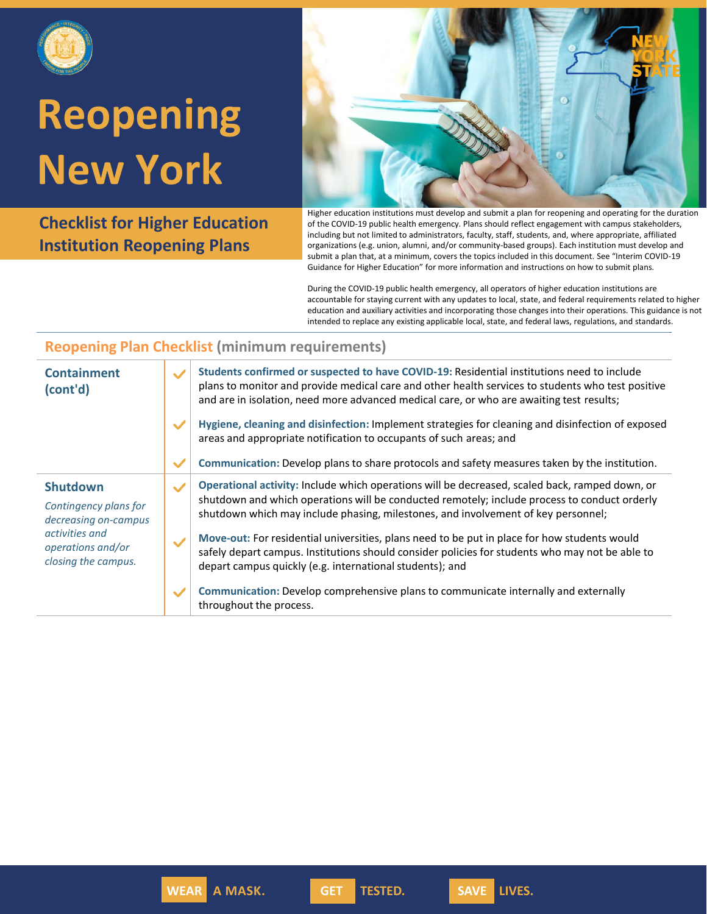# Reopening New York

## Checklist for Higher Education Institution Reopening Plans

Higher education institutions must develop and submit a plan for reopening and operating for the duration of the COVID-19 public health emergency. Plans should reflect engagement with campus stakeholders, including but not limited to administrators, faculty, staff, students, and, where appropriate, affiliated organizations (e.g. union, alumni, and/or community-based groups). Each institution must develop and submit a plan that, at a minimum, covers the topics included in this document. See "Interim COVID-19 Guidance for Higher Education" for more information and instructions on how to submit plans.

During the COVID-19 public health emergency, all operators of higher education institutions are accountable for staying current with any updates to local, state, and federal requirements related to higher education and auxiliary activities and incorporating those changes into their operations. This guidance is not intended to replace any existing applicable local, state, and federal laws, regulations, and standards.

## Reopening Plan Checklist (minimum requirements)

| | |
|---|---|
| **Containment (cont'd)** | ✔ **Students confirmed or suspected to have COVID-19:** Residential institutions need to include plans to monitor and provide medical care and other health services to students who test positive and are in isolation, need more advanced medical care, or who are awaiting test results; |
| | ✔ **Hygiene, cleaning and disinfection:** Implement strategies for cleaning and disinfection of exposed areas and appropriate notification to occupants of such areas; and |
| | ✔ **Communication:** Develop plans to share protocols and safety measures taken by the institution. |
| **Shutdown** *Contingency plans for decreasing on-campus activities and operations and/or closing the campus.* | ✔ **Operational activity:** Include which operations will be decreased, scaled back, ramped down, or shutdown and which operations will be conducted remotely; include process to conduct orderly shutdown which may include phasing, milestones, and involvement of key personnel; |
| | ✔ **Move-out:** For residential universities, plans need to be put in place for how students would safely depart campus. Institutions should consider policies for students who may not be able to depart campus quickly (e.g. international students); and |
| | ✔ **Communication:** Develop comprehensive plans to communicate internally and externally throughout the process. |

WEAR A MASK. GET TESTED. SAVE LIVES.